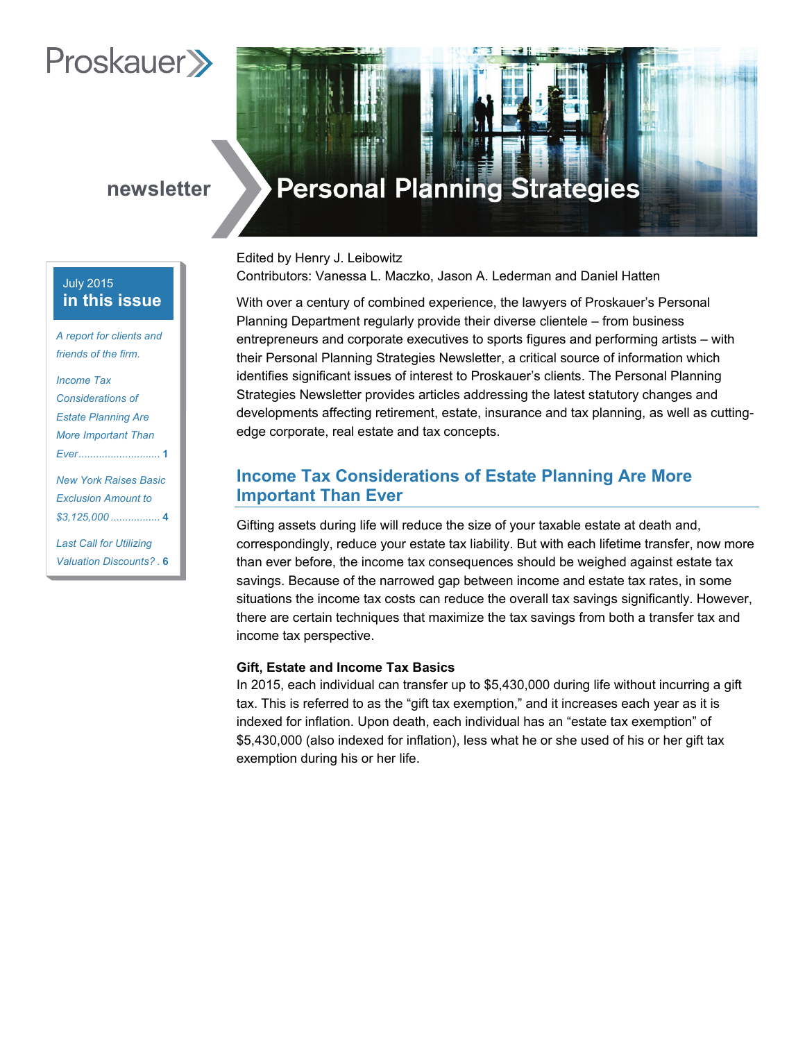Proskauer

newsletter

# Personal Planning Strategies

**July 2015**
**in this issue**

*A report for clients and friends of the firm.*

*Income Tax Considerations of Estate Planning Are More Important Than Ever* ............ 1

*New York Raises Basic Exclusion Amount to $3,125,000* ................ 4

*Last Call for Utilizing Valuation Discounts?* . 6

Edited by Henry J. Leibowitz
Contributors: Vanessa L. Maczko, Jason A. Lederman and Daniel Hatten

With over a century of combined experience, the lawyers of Proskauer's Personal Planning Department regularly provide their diverse clientele – from business entrepreneurs and corporate executives to sports figures and performing artists – with their Personal Planning Strategies Newsletter, a critical source of information which identifies significant issues of interest to Proskauer's clients. The Personal Planning Strategies Newsletter provides articles addressing the latest statutory changes and developments affecting retirement, estate, insurance and tax planning, as well as cutting-edge corporate, real estate and tax concepts.

## Income Tax Considerations of Estate Planning Are More Important Than Ever

Gifting assets during life will reduce the size of your taxable estate at death and, correspondingly, reduce your estate tax liability. But with each lifetime transfer, now more than ever before, the income tax consequences should be weighed against estate tax savings. Because of the narrowed gap between income and estate tax rates, in some situations the income tax costs can reduce the overall tax savings significantly. However, there are certain techniques that maximize the tax savings from both a transfer tax and income tax perspective.

### Gift, Estate and Income Tax Basics

In 2015, each individual can transfer up to $5,430,000 during life without incurring a gift tax. This is referred to as the "gift tax exemption," and it increases each year as it is indexed for inflation. Upon death, each individual has an "estate tax exemption" of $5,430,000 (also indexed for inflation), less what he or she used of his or her gift tax exemption during his or her life.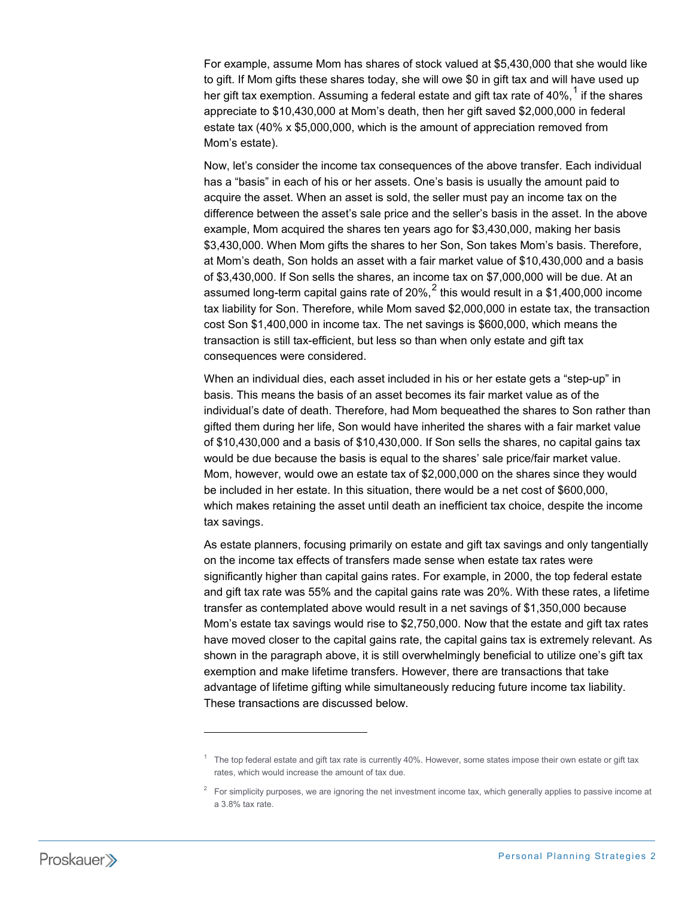For example, assume Mom has shares of stock valued at $5,430,000 that she would like to gift. If Mom gifts these shares today, she will owe $0 in gift tax and will have used up her gift tax exemption. Assuming a federal estate and gift tax rate of 40%,[1] if the shares appreciate to $10,430,000 at Mom's death, then her gift saved $2,000,000 in federal estate tax (40% x $5,000,000, which is the amount of appreciation removed from Mom's estate).

Now, let's consider the income tax consequences of the above transfer. Each individual has a "basis" in each of his or her assets. One's basis is usually the amount paid to acquire the asset. When an asset is sold, the seller must pay an income tax on the difference between the asset's sale price and the seller's basis in the asset. In the above example, Mom acquired the shares ten years ago for $3,430,000, making her basis $3,430,000. When Mom gifts the shares to her Son, Son takes Mom's basis. Therefore, at Mom's death, Son holds an asset with a fair market value of $10,430,000 and a basis of $3,430,000. If Son sells the shares, an income tax on $7,000,000 will be due. At an assumed long-term capital gains rate of 20%,[2] this would result in a $1,400,000 income tax liability for Son. Therefore, while Mom saved $2,000,000 in estate tax, the transaction cost Son $1,400,000 in income tax. The net savings is $600,000, which means the transaction is still tax-efficient, but less so than when only estate and gift tax consequences were considered.

When an individual dies, each asset included in his or her estate gets a "step-up" in basis. This means the basis of an asset becomes its fair market value as of the individual's date of death. Therefore, had Mom bequeathed the shares to Son rather than gifted them during her life, Son would have inherited the shares with a fair market value of $10,430,000 and a basis of $10,430,000. If Son sells the shares, no capital gains tax would be due because the basis is equal to the shares' sale price/fair market value. Mom, however, would owe an estate tax of $2,000,000 on the shares since they would be included in her estate. In this situation, there would be a net cost of $600,000, which makes retaining the asset until death an inefficient tax choice, despite the income tax savings.

As estate planners, focusing primarily on estate and gift tax savings and only tangentially on the income tax effects of transfers made sense when estate tax rates were significantly higher than capital gains rates. For example, in 2000, the top federal estate and gift tax rate was 55% and the capital gains rate was 20%. With these rates, a lifetime transfer as contemplated above would result in a net savings of $1,350,000 because Mom's estate tax savings would rise to $2,750,000. Now that the estate and gift tax rates have moved closer to the capital gains rate, the capital gains tax is extremely relevant. As shown in the paragraph above, it is still overwhelmingly beneficial to utilize one's gift tax exemption and make lifetime transfers. However, there are transactions that take advantage of lifetime gifting while simultaneously reducing future income tax liability. These transactions are discussed below.

---

[1] The top federal estate and gift tax rate is currently 40%. However, some states impose their own estate or gift tax rates, which would increase the amount of tax due.

[2] For simplicity purposes, we are ignoring the net investment income tax, which generally applies to passive income at a 3.8% tax rate.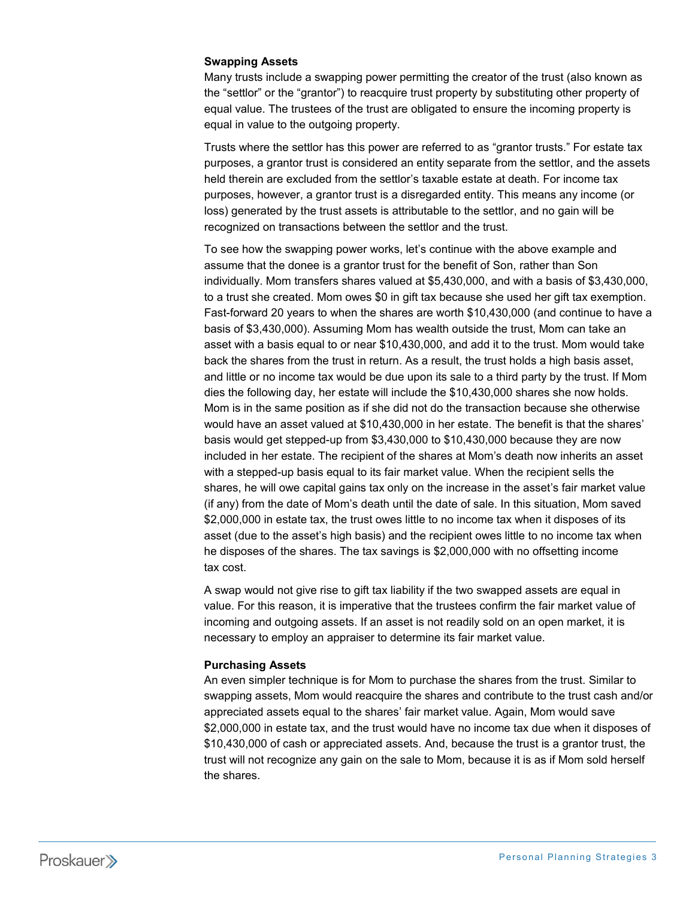### Swapping Assets

Many trusts include a swapping power permitting the creator of the trust (also known as the "settlor" or the "grantor") to reacquire trust property by substituting other property of equal value. The trustees of the trust are obligated to ensure the incoming property is equal in value to the outgoing property.

Trusts where the settlor has this power are referred to as "grantor trusts." For estate tax purposes, a grantor trust is considered an entity separate from the settlor, and the assets held therein are excluded from the settlor's taxable estate at death. For income tax purposes, however, a grantor trust is a disregarded entity. This means any income (or loss) generated by the trust assets is attributable to the settlor, and no gain will be recognized on transactions between the settlor and the trust.

To see how the swapping power works, let's continue with the above example and assume that the donee is a grantor trust for the benefit of Son, rather than Son individually. Mom transfers shares valued at $5,430,000, and with a basis of $3,430,000, to a trust she created. Mom owes $0 in gift tax because she used her gift tax exemption. Fast-forward 20 years to when the shares are worth $10,430,000 (and continue to have a basis of $3,430,000). Assuming Mom has wealth outside the trust, Mom can take an asset with a basis equal to or near $10,430,000, and add it to the trust. Mom would take back the shares from the trust in return. As a result, the trust holds a high basis asset, and little or no income tax would be due upon its sale to a third party by the trust. If Mom dies the following day, her estate will include the $10,430,000 shares she now holds. Mom is in the same position as if she did not do the transaction because she otherwise would have an asset valued at $10,430,000 in her estate. The benefit is that the shares' basis would get stepped-up from $3,430,000 to $10,430,000 because they are now included in her estate. The recipient of the shares at Mom's death now inherits an asset with a stepped-up basis equal to its fair market value. When the recipient sells the shares, he will owe capital gains tax only on the increase in the asset's fair market value (if any) from the date of Mom's death until the date of sale. In this situation, Mom saved $2,000,000 in estate tax, the trust owes little to no income tax when it disposes of its asset (due to the asset's high basis) and the recipient owes little to no income tax when he disposes of the shares. The tax savings is $2,000,000 with no offsetting income tax cost.

A swap would not give rise to gift tax liability if the two swapped assets are equal in value. For this reason, it is imperative that the trustees confirm the fair market value of incoming and outgoing assets. If an asset is not readily sold on an open market, it is necessary to employ an appraiser to determine its fair market value.

### Purchasing Assets

An even simpler technique is for Mom to purchase the shares from the trust. Similar to swapping assets, Mom would reacquire the shares and contribute to the trust cash and/or appreciated assets equal to the shares' fair market value. Again, Mom would save $2,000,000 in estate tax, and the trust would have no income tax due when it disposes of $10,430,000 of cash or appreciated assets. And, because the trust is a grantor trust, the trust will not recognize any gain on the sale to Mom, because it is as if Mom sold herself the shares.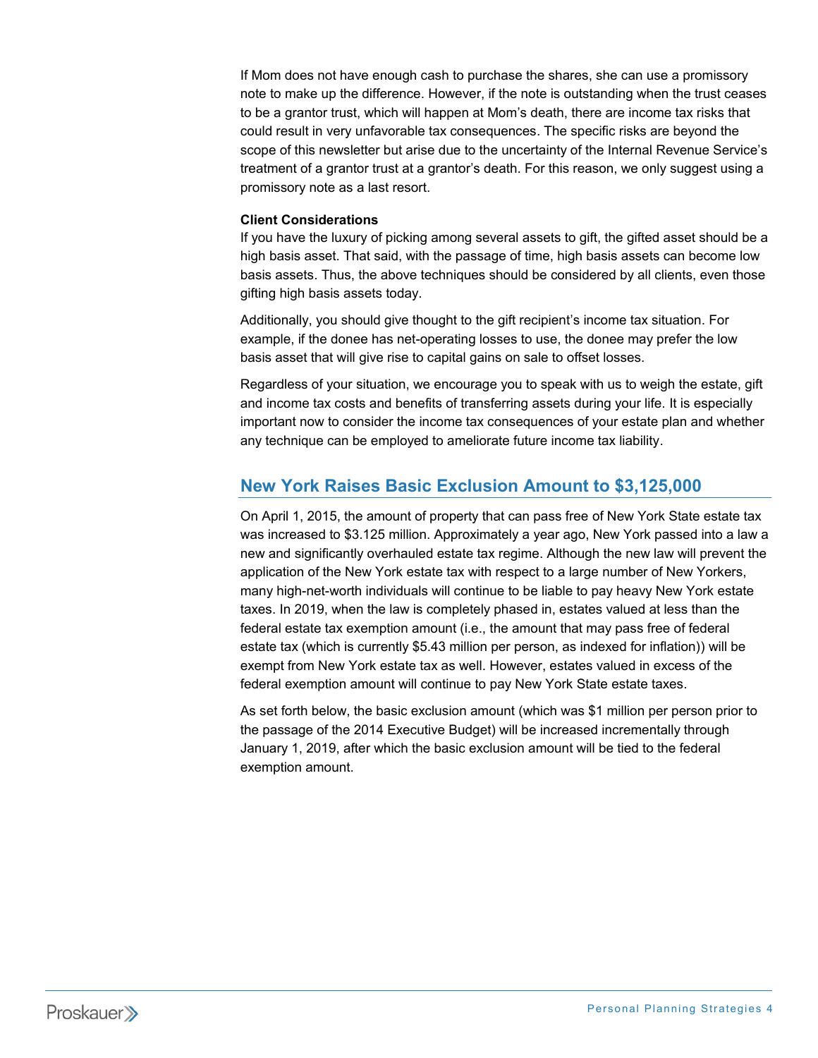If Mom does not have enough cash to purchase the shares, she can use a promissory note to make up the difference. However, if the note is outstanding when the trust ceases to be a grantor trust, which will happen at Mom's death, there are income tax risks that could result in very unfavorable tax consequences. The specific risks are beyond the scope of this newsletter but arise due to the uncertainty of the Internal Revenue Service's treatment of a grantor trust at a grantor's death. For this reason, we only suggest using a promissory note as a last resort.

**Client Considerations**

If you have the luxury of picking among several assets to gift, the gifted asset should be a high basis asset. That said, with the passage of time, high basis assets can become low basis assets. Thus, the above techniques should be considered by all clients, even those gifting high basis assets today.

Additionally, you should give thought to the gift recipient's income tax situation. For example, if the donee has net-operating losses to use, the donee may prefer the low basis asset that will give rise to capital gains on sale to offset losses.

Regardless of your situation, we encourage you to speak with us to weigh the estate, gift and income tax costs and benefits of transferring assets during your life. It is especially important now to consider the income tax consequences of your estate plan and whether any technique can be employed to ameliorate future income tax liability.

## New York Raises Basic Exclusion Amount to $3,125,000

On April 1, 2015, the amount of property that can pass free of New York State estate tax was increased to $3.125 million. Approximately a year ago, New York passed into a law a new and significantly overhauled estate tax regime. Although the new law will prevent the application of the New York estate tax with respect to a large number of New Yorkers, many high-net-worth individuals will continue to be liable to pay heavy New York estate taxes. In 2019, when the law is completely phased in, estates valued at less than the federal estate tax exemption amount (i.e., the amount that may pass free of federal estate tax (which is currently $5.43 million per person, as indexed for inflation)) will be exempt from New York estate tax as well. However, estates valued in excess of the federal exemption amount will continue to pay New York State estate taxes.

As set forth below, the basic exclusion amount (which was $1 million per person prior to the passage of the 2014 Executive Budget) will be increased incrementally through January 1, 2019, after which the basic exclusion amount will be tied to the federal exemption amount.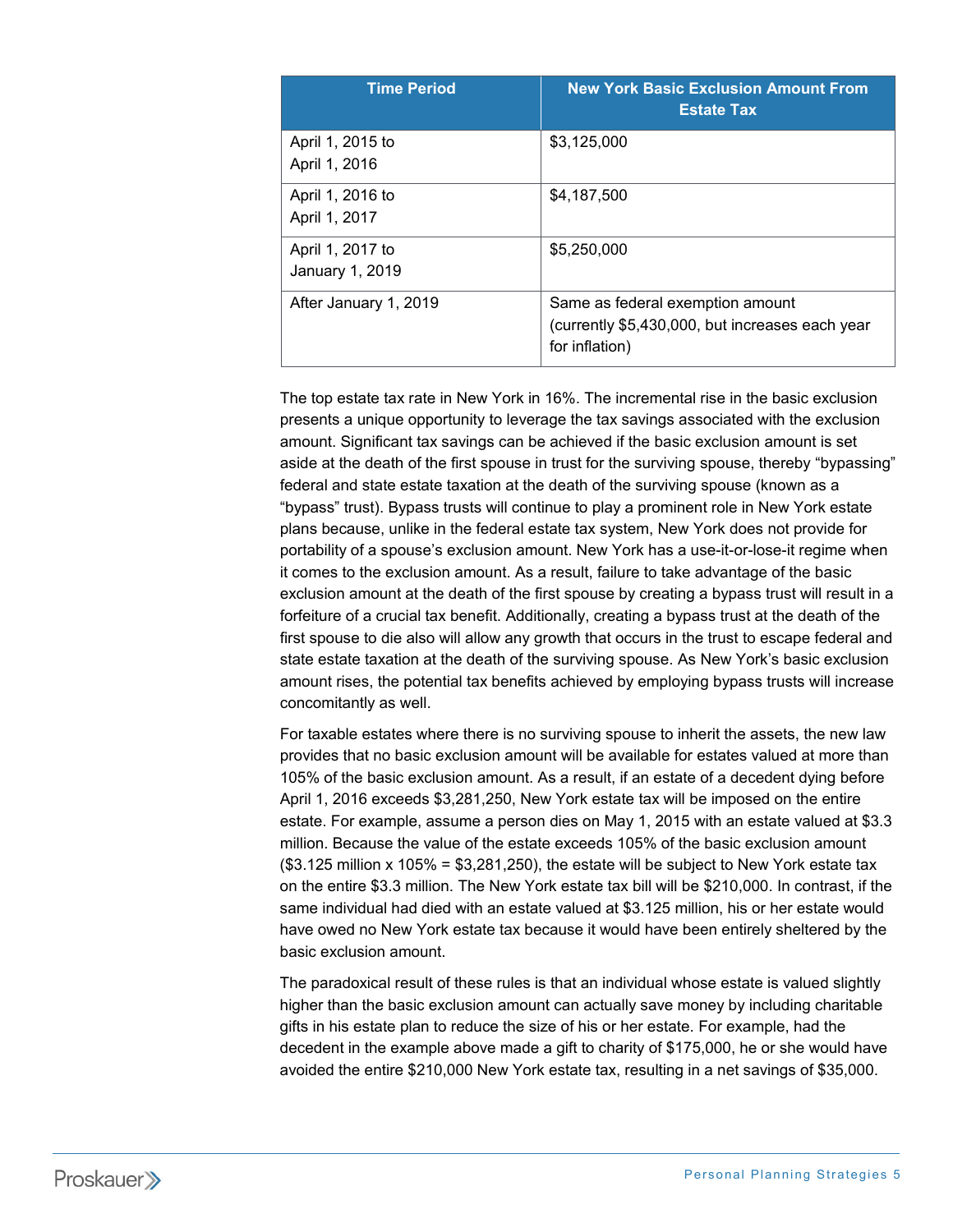| Time Period | New York Basic Exclusion Amount From Estate Tax |
| --- | --- |
| April 1, 2015 to April 1, 2016 | $3,125,000 |
| April 1, 2016 to April 1, 2017 | $4,187,500 |
| April 1, 2017 to January 1, 2019 | $5,250,000 |
| After January 1, 2019 | Same as federal exemption amount (currently $5,430,000, but increases each year for inflation) |

The top estate tax rate in New York in 16%. The incremental rise in the basic exclusion presents a unique opportunity to leverage the tax savings associated with the exclusion amount. Significant tax savings can be achieved if the basic exclusion amount is set aside at the death of the first spouse in trust for the surviving spouse, thereby "bypassing" federal and state estate taxation at the death of the surviving spouse (known as a "bypass" trust). Bypass trusts will continue to play a prominent role in New York estate plans because, unlike in the federal estate tax system, New York does not provide for portability of a spouse's exclusion amount. New York has a use-it-or-lose-it regime when it comes to the exclusion amount. As a result, failure to take advantage of the basic exclusion amount at the death of the first spouse by creating a bypass trust will result in a forfeiture of a crucial tax benefit. Additionally, creating a bypass trust at the death of the first spouse to die also will allow any growth that occurs in the trust to escape federal and state estate taxation at the death of the surviving spouse. As New York's basic exclusion amount rises, the potential tax benefits achieved by employing bypass trusts will increase concomitantly as well.

For taxable estates where there is no surviving spouse to inherit the assets, the new law provides that no basic exclusion amount will be available for estates valued at more than 105% of the basic exclusion amount. As a result, if an estate of a decedent dying before April 1, 2016 exceeds $3,281,250, New York estate tax will be imposed on the entire estate. For example, assume a person dies on May 1, 2015 with an estate valued at $3.3 million. Because the value of the estate exceeds 105% of the basic exclusion amount ($3.125 million x 105% = $3,281,250), the estate will be subject to New York estate tax on the entire $3.3 million. The New York estate tax bill will be $210,000. In contrast, if the same individual had died with an estate valued at $3.125 million, his or her estate would have owed no New York estate tax because it would have been entirely sheltered by the basic exclusion amount.

The paradoxical result of these rules is that an individual whose estate is valued slightly higher than the basic exclusion amount can actually save money by including charitable gifts in his estate plan to reduce the size of his or her estate. For example, had the decedent in the example above made a gift to charity of $175,000, he or she would have avoided the entire $210,000 New York estate tax, resulting in a net savings of $35,000.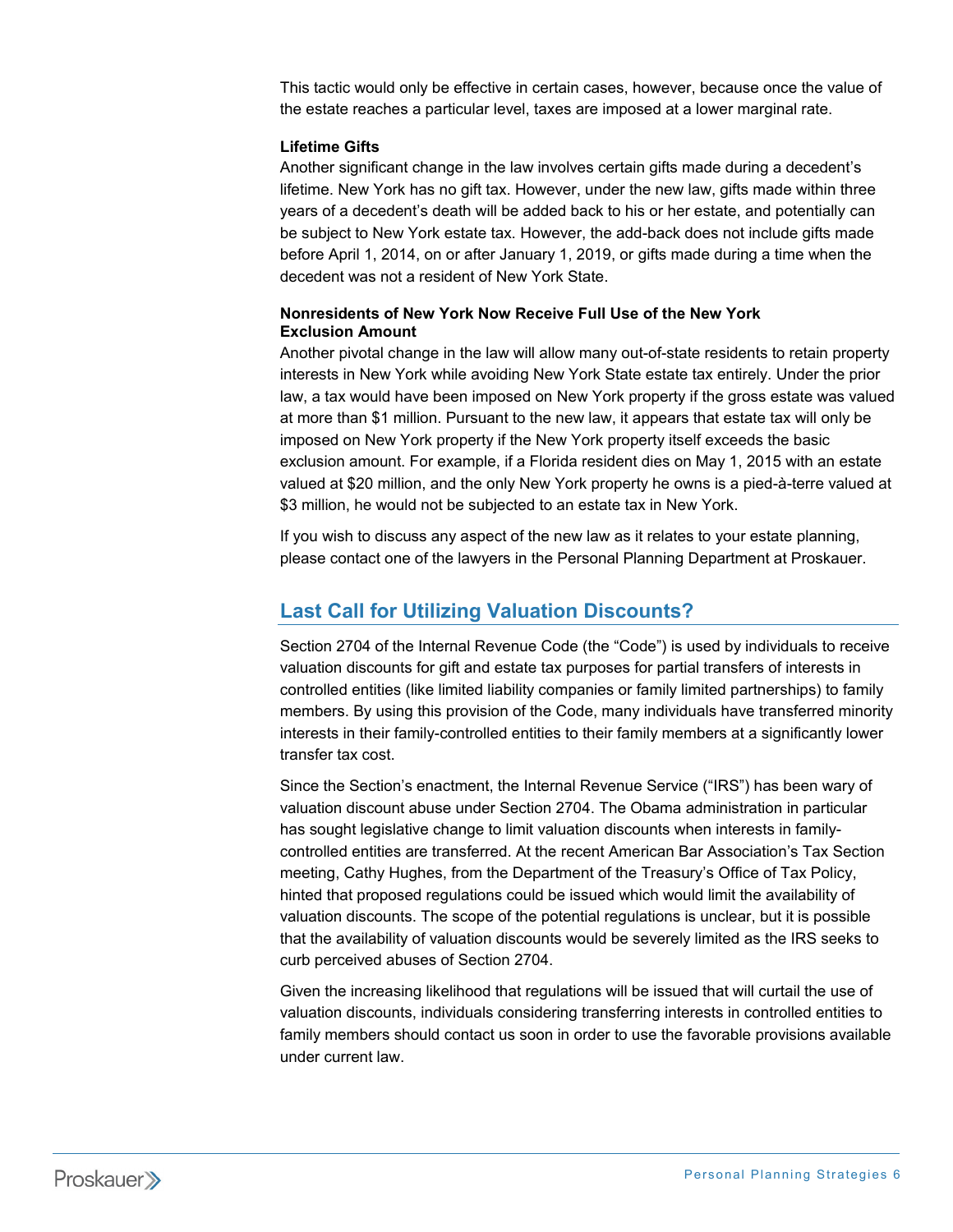This tactic would only be effective in certain cases, however, because once the value of the estate reaches a particular level, taxes are imposed at a lower marginal rate.

**Lifetime Gifts**

Another significant change in the law involves certain gifts made during a decedent's lifetime. New York has no gift tax. However, under the new law, gifts made within three years of a decedent's death will be added back to his or her estate, and potentially can be subject to New York estate tax. However, the add-back does not include gifts made before April 1, 2014, on or after January 1, 2019, or gifts made during a time when the decedent was not a resident of New York State.

**Nonresidents of New York Now Receive Full Use of the New York Exclusion Amount**

Another pivotal change in the law will allow many out-of-state residents to retain property interests in New York while avoiding New York State estate tax entirely. Under the prior law, a tax would have been imposed on New York property if the gross estate was valued at more than $1 million. Pursuant to the new law, it appears that estate tax will only be imposed on New York property if the New York property itself exceeds the basic exclusion amount. For example, if a Florida resident dies on May 1, 2015 with an estate valued at $20 million, and the only New York property he owns is a pied-à-terre valued at $3 million, he would not be subjected to an estate tax in New York.

If you wish to discuss any aspect of the new law as it relates to your estate planning, please contact one of the lawyers in the Personal Planning Department at Proskauer.

## Last Call for Utilizing Valuation Discounts?

Section 2704 of the Internal Revenue Code (the "Code") is used by individuals to receive valuation discounts for gift and estate tax purposes for partial transfers of interests in controlled entities (like limited liability companies or family limited partnerships) to family members. By using this provision of the Code, many individuals have transferred minority interests in their family-controlled entities to their family members at a significantly lower transfer tax cost.

Since the Section's enactment, the Internal Revenue Service ("IRS") has been wary of valuation discount abuse under Section 2704. The Obama administration in particular has sought legislative change to limit valuation discounts when interests in family-controlled entities are transferred. At the recent American Bar Association's Tax Section meeting, Cathy Hughes, from the Department of the Treasury's Office of Tax Policy, hinted that proposed regulations could be issued which would limit the availability of valuation discounts. The scope of the potential regulations is unclear, but it is possible that the availability of valuation discounts would be severely limited as the IRS seeks to curb perceived abuses of Section 2704.

Given the increasing likelihood that regulations will be issued that will curtail the use of valuation discounts, individuals considering transferring interests in controlled entities to family members should contact us soon in order to use the favorable provisions available under current law.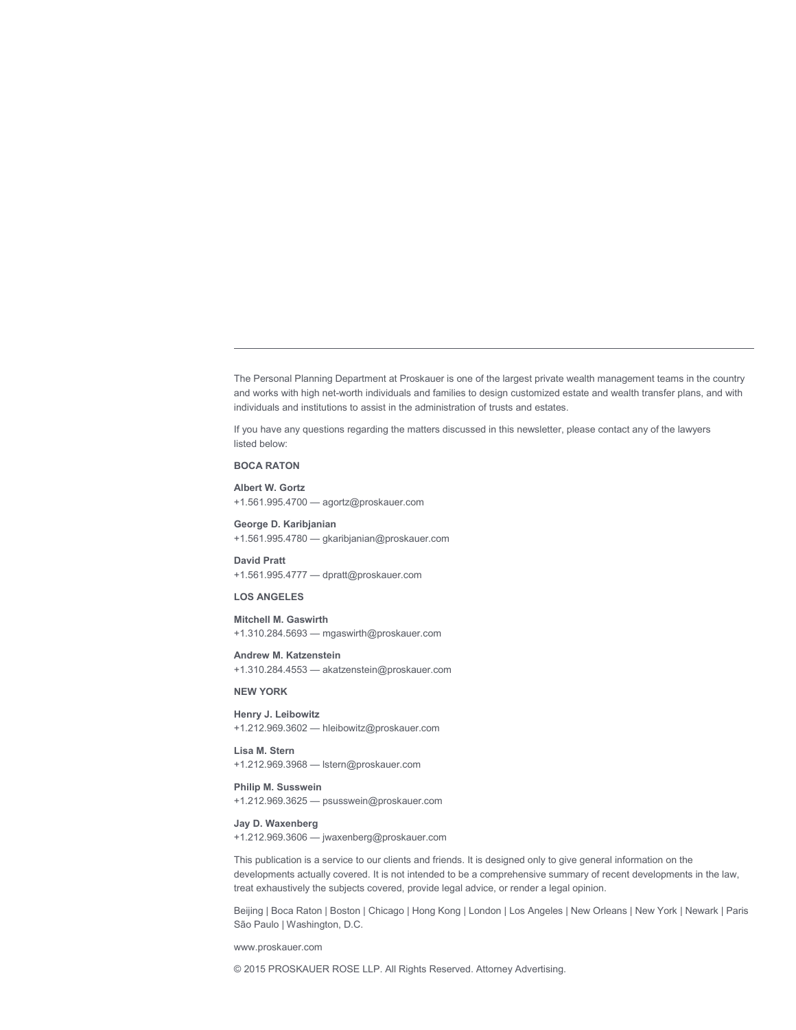---

The Personal Planning Department at Proskauer is one of the largest private wealth management teams in the country and works with high net-worth individuals and families to design customized estate and wealth transfer plans, and with individuals and institutions to assist in the administration of trusts and estates.

If you have any questions regarding the matters discussed in this newsletter, please contact any of the lawyers listed below:

**BOCA RATON**

**Albert W. Gortz**
+1.561.995.4700 — agortz@proskauer.com

**George D. Karibjanian**
+1.561.995.4780 — gkaribjanian@proskauer.com

**David Pratt**
+1.561.995.4777 — dpratt@proskauer.com

**LOS ANGELES**

**Mitchell M. Gaswirth**
+1.310.284.5693 — mgaswirth@proskauer.com

**Andrew M. Katzenstein**
+1.310.284.4553 — akatzenstein@proskauer.com

**NEW YORK**

**Henry J. Leibowitz**
+1.212.969.3602 — hleibowitz@proskauer.com

**Lisa M. Stern**
+1.212.969.3968 — lstern@proskauer.com

**Philip M. Susswein**
+1.212.969.3625 — psusswein@proskauer.com

**Jay D. Waxenberg**
+1.212.969.3606 — jwaxenberg@proskauer.com

This publication is a service to our clients and friends. It is designed only to give general information on the developments actually covered. It is not intended to be a comprehensive summary of recent developments in the law, treat exhaustively the subjects covered, provide legal advice, or render a legal opinion.

Beijing | Boca Raton | Boston | Chicago | Hong Kong | London | Los Angeles | New Orleans | New York | Newark | Paris
São Paulo | Washington, D.C.

www.proskauer.com

© 2015 PROSKAUER ROSE LLP. All Rights Reserved. Attorney Advertising.